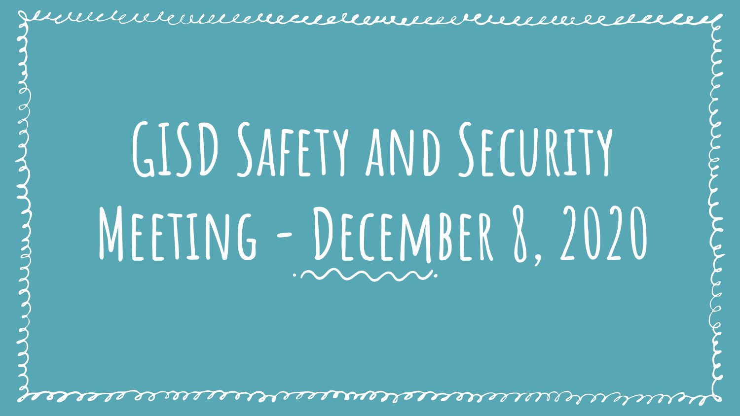# GISD Safety and Security Meeting - December 8, 2020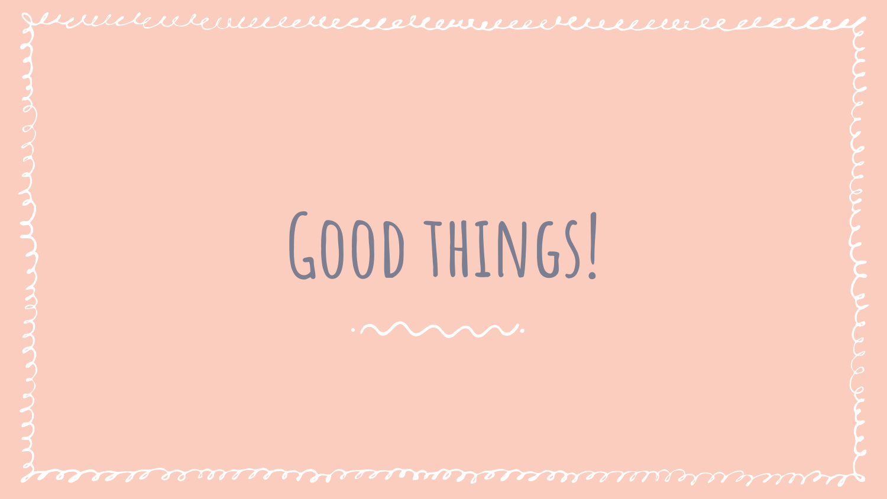# Good things!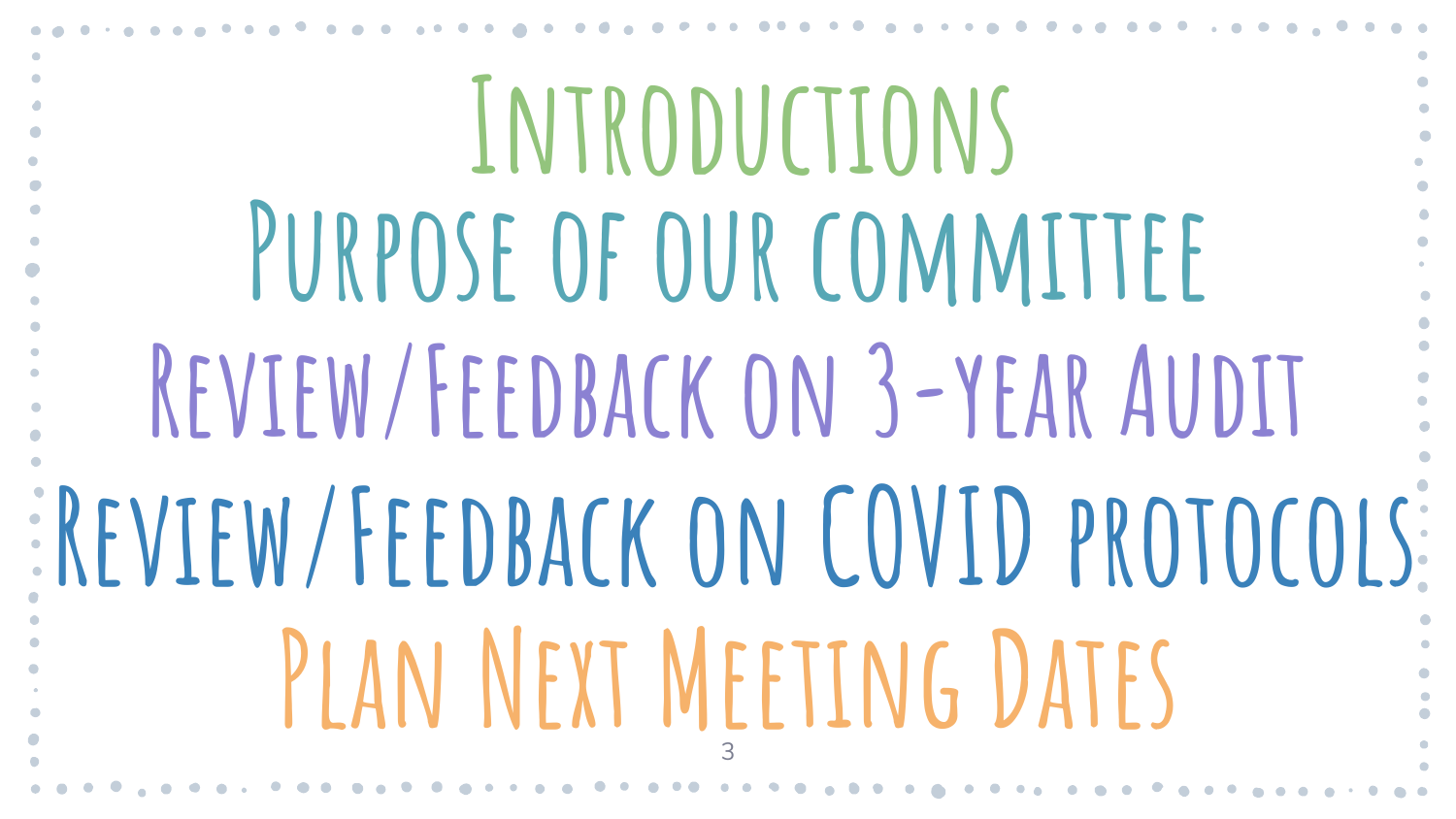# Introductions

# Purpose of our committee

# Review/Feedback on 3-year Audit

# Review/Feedback on COVID protocols

# Plan Next Meeting Dates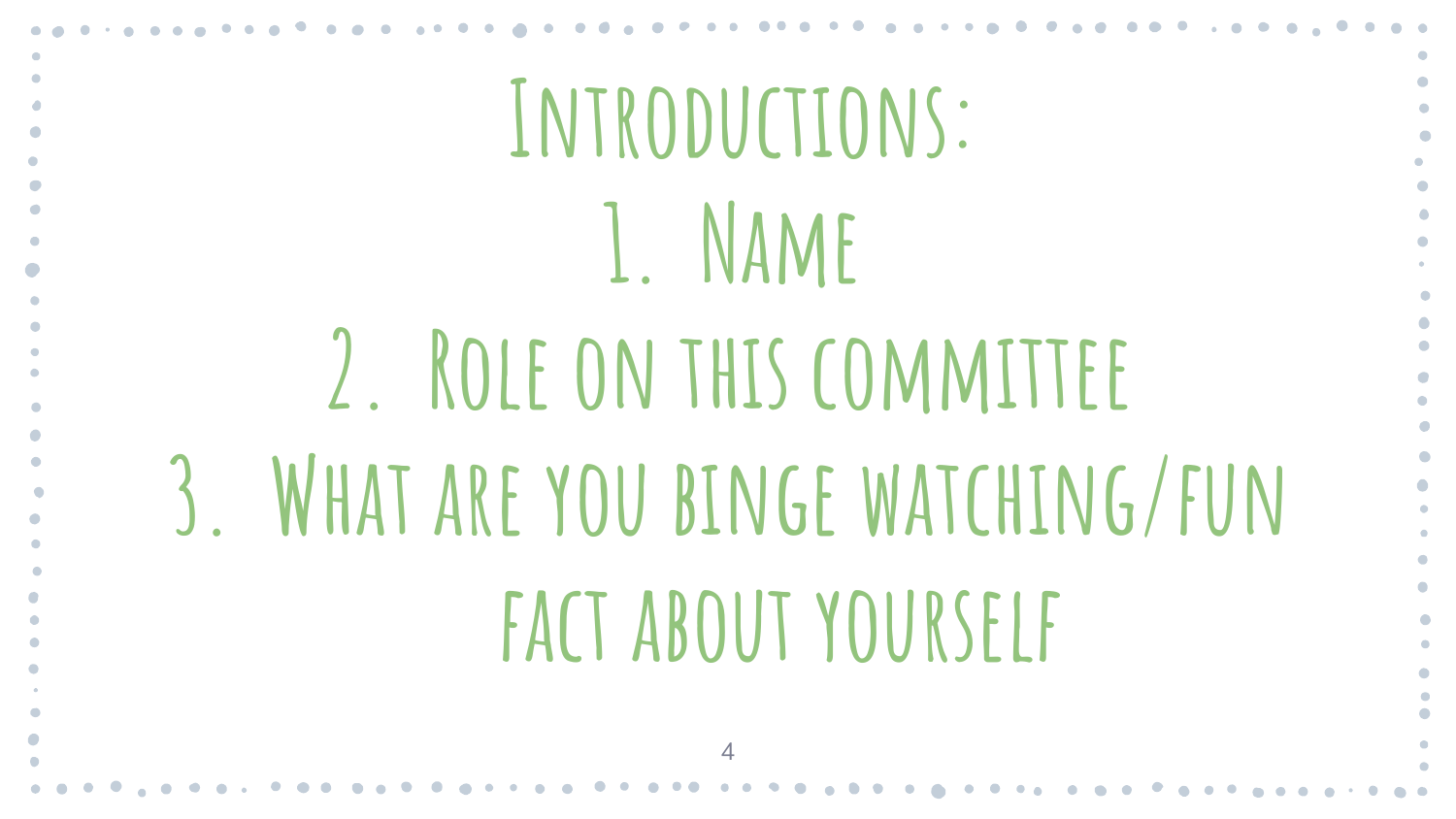# Introductions:

1. Name
2. Role on this committee
3. What are you binge watching/fun fact about yourself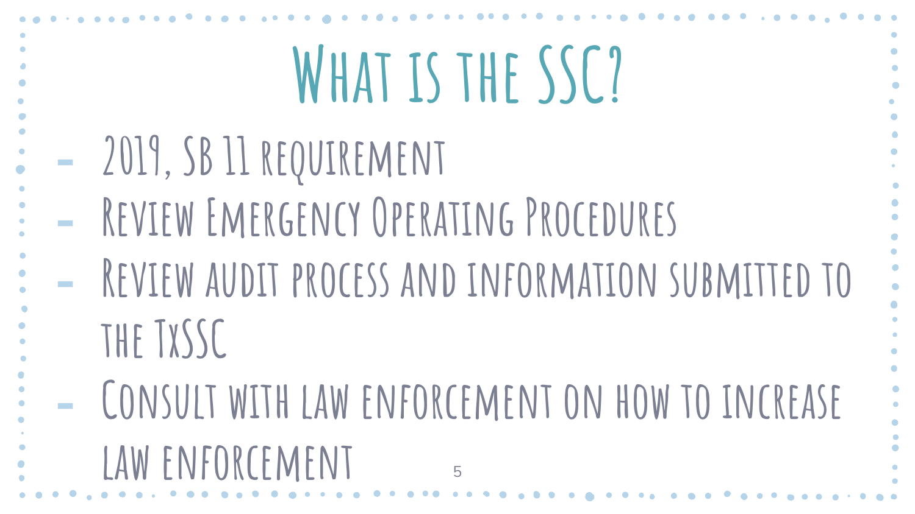# What is the SSC?

- 2019, SB 11 requirement
- Review Emergency Operating Procedures
- Review audit process and information submitted to the TxSSC
- Consult with law enforcement on how to increase law enforcement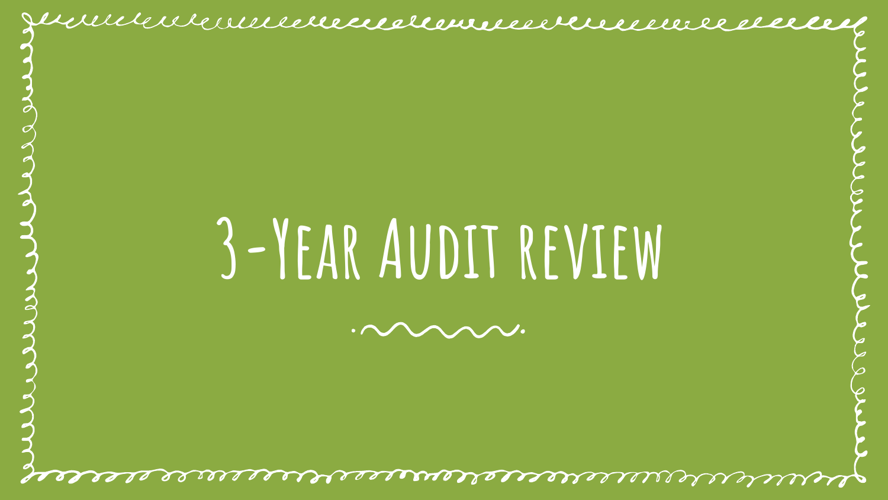# 3-Year Audit review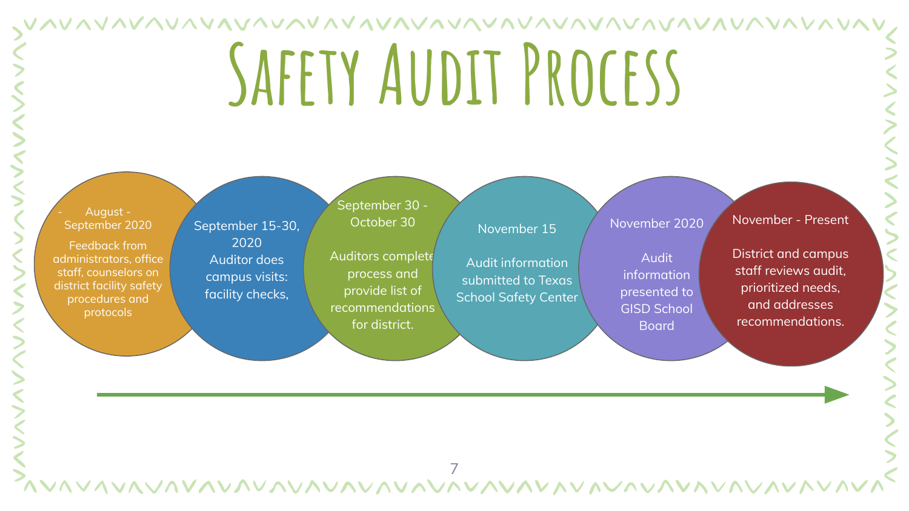# Safety Audit Process

- August - September 2020
  Feedback from administrators, office staff, counselors on district facility safety procedures and protocols

- September 15-30, 2020
  Auditor does campus visits: facility checks,

- September 30 - October 30
  Auditors complete process and provide list of recommendations for district.

- November 15
  Audit information submitted to Texas School Safety Center

- November 2020
  Audit information presented to GISD School Board

- November - Present
  District and campus staff reviews audit, prioritized needs, and addresses recommendations.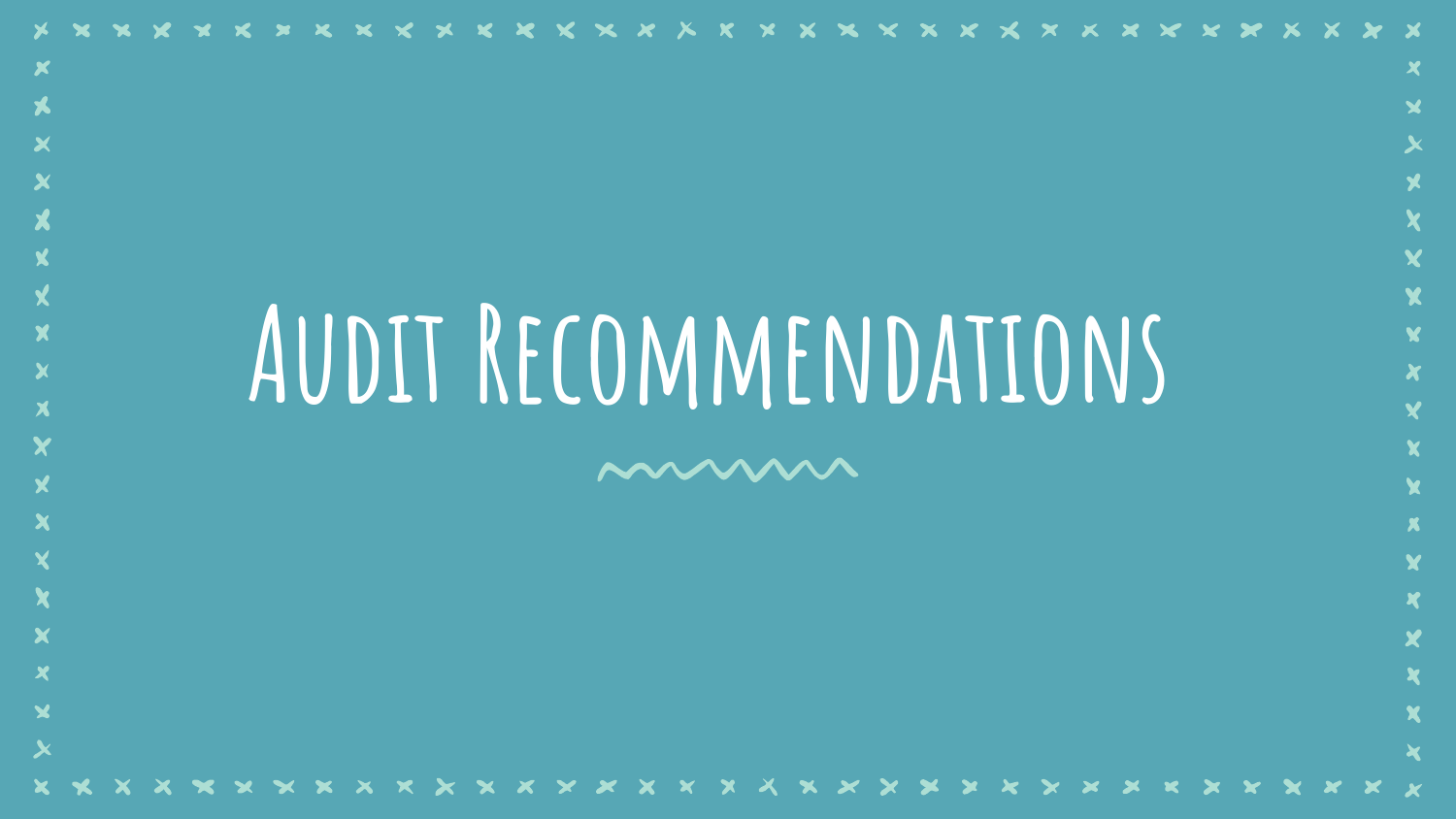# Audit Recommendations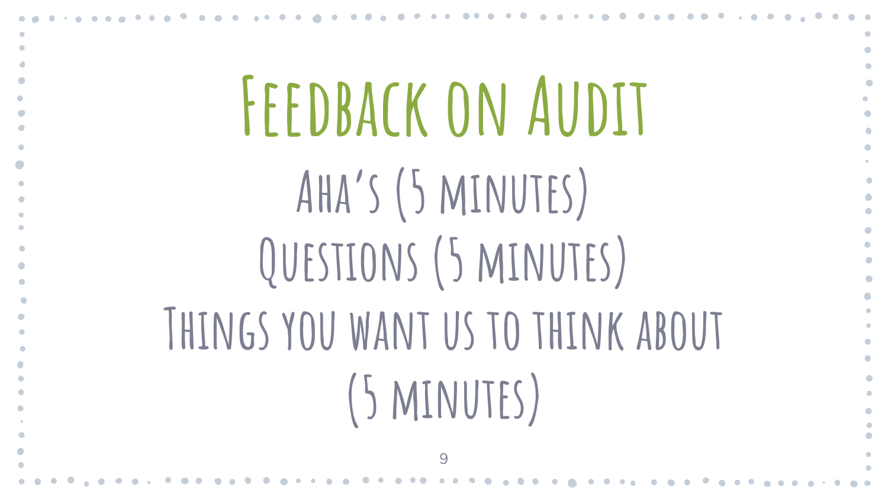# Feedback on Audit

## Aha's (5 minutes)

## Questions (5 minutes)

## Things you want us to think about (5 minutes)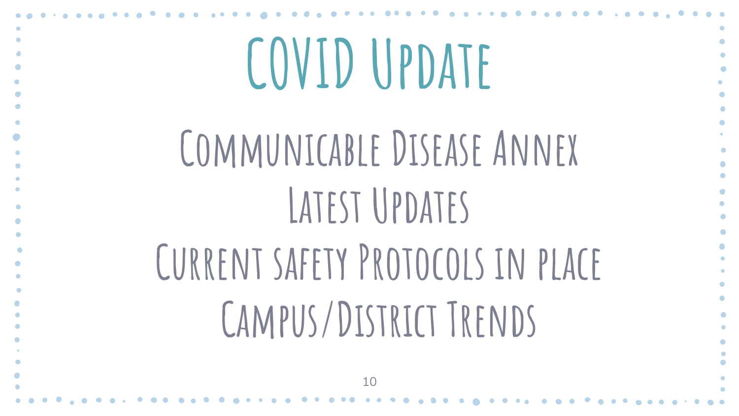# COVID Update

- Communicable Disease Annex
- Latest Updates
- Current safety Protocols in place
- Campus/District Trends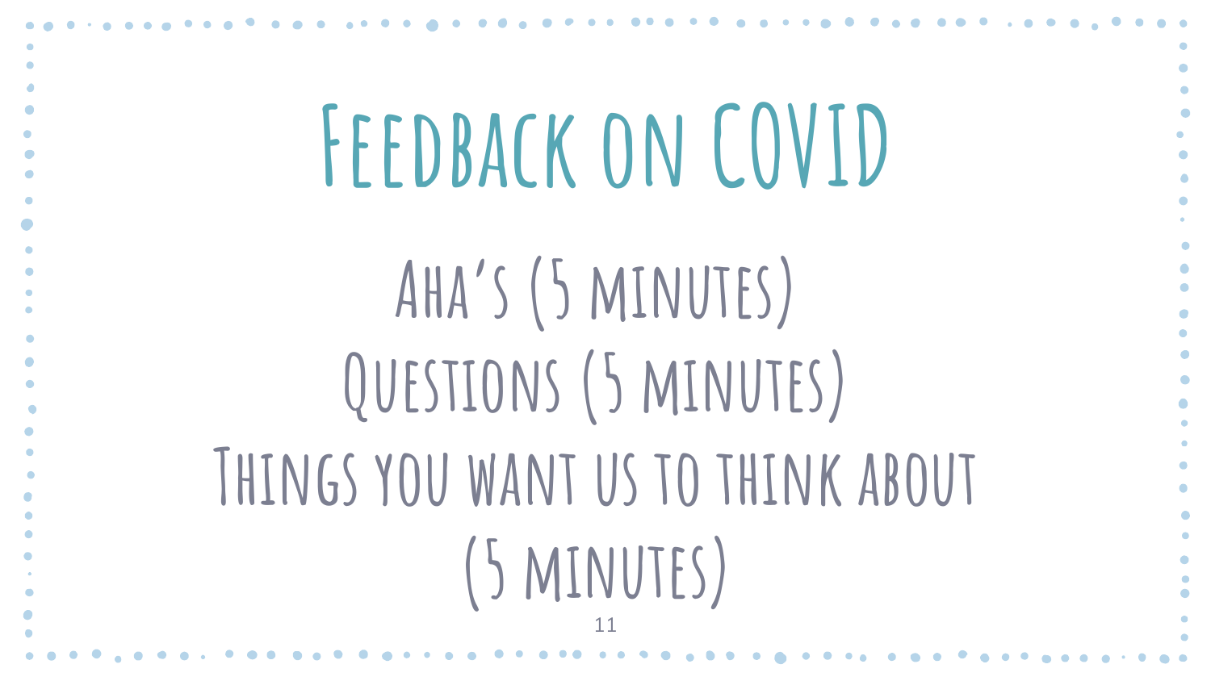# Feedback on COVID

Aha's (5 minutes)

Questions (5 minutes)

Things you want us to think about (5 minutes)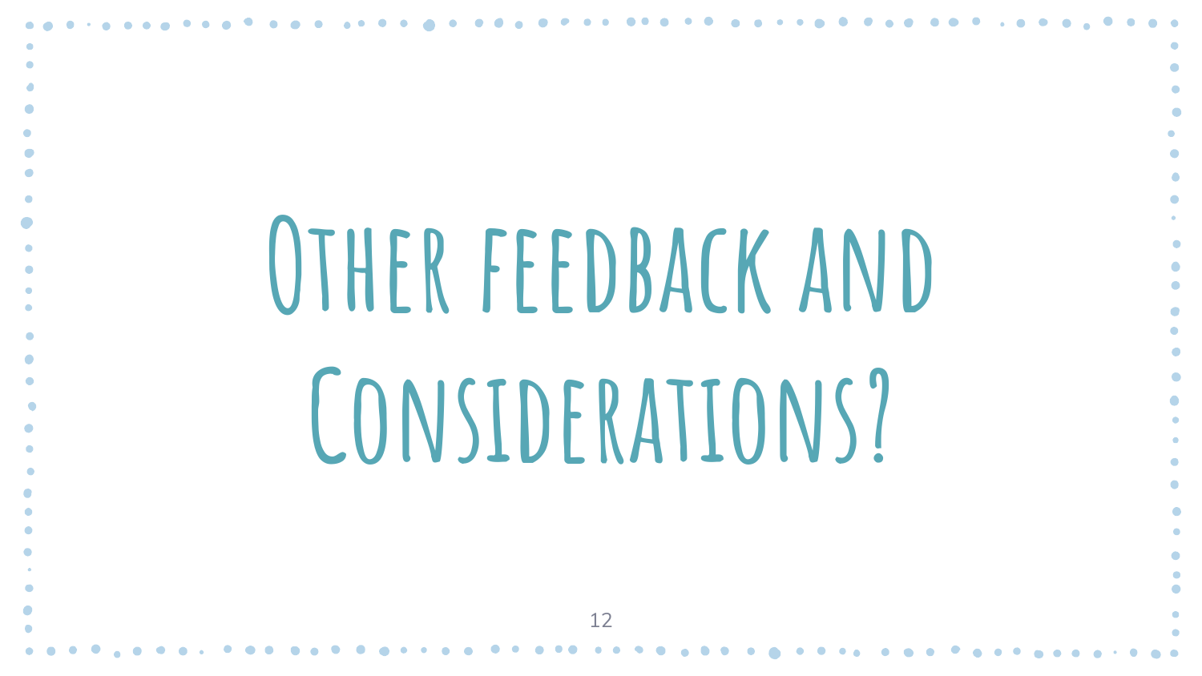# Other feedback and Considerations?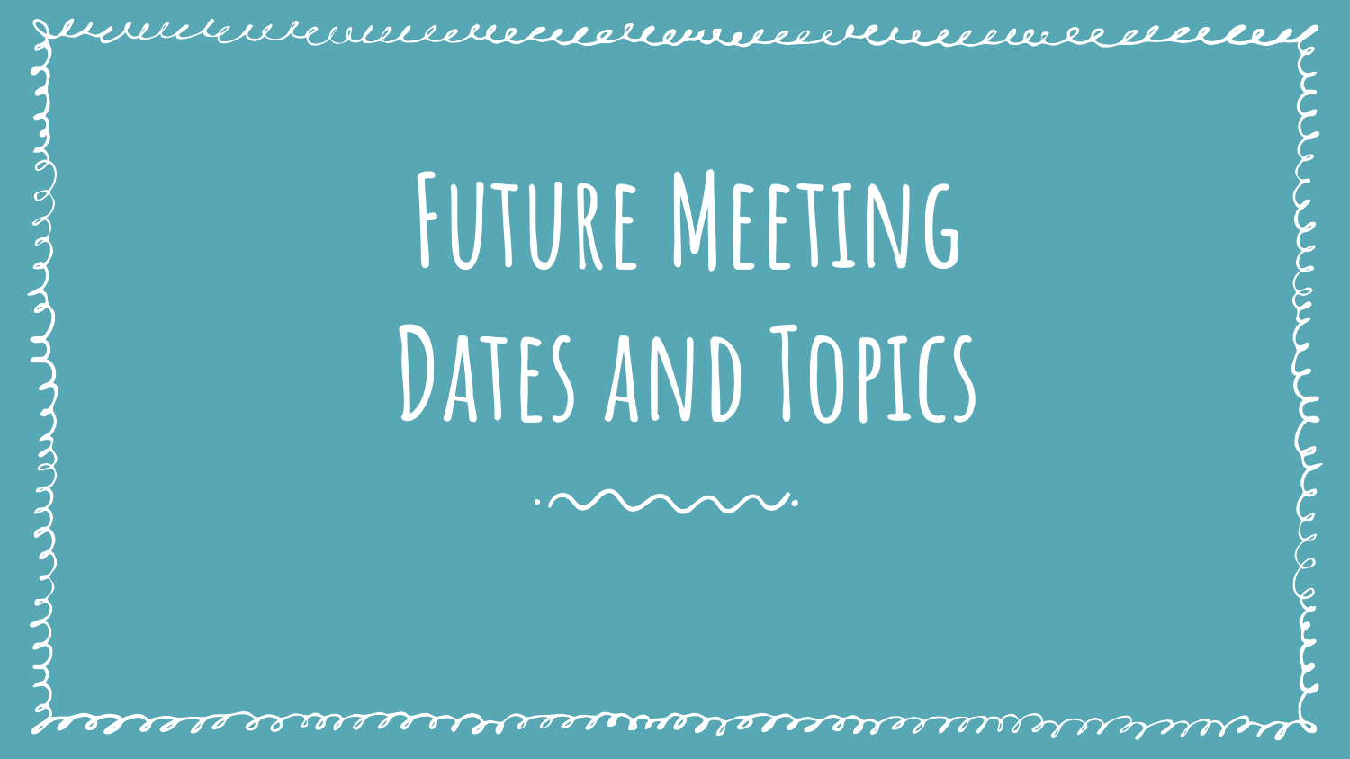# Future Meeting Dates and Topics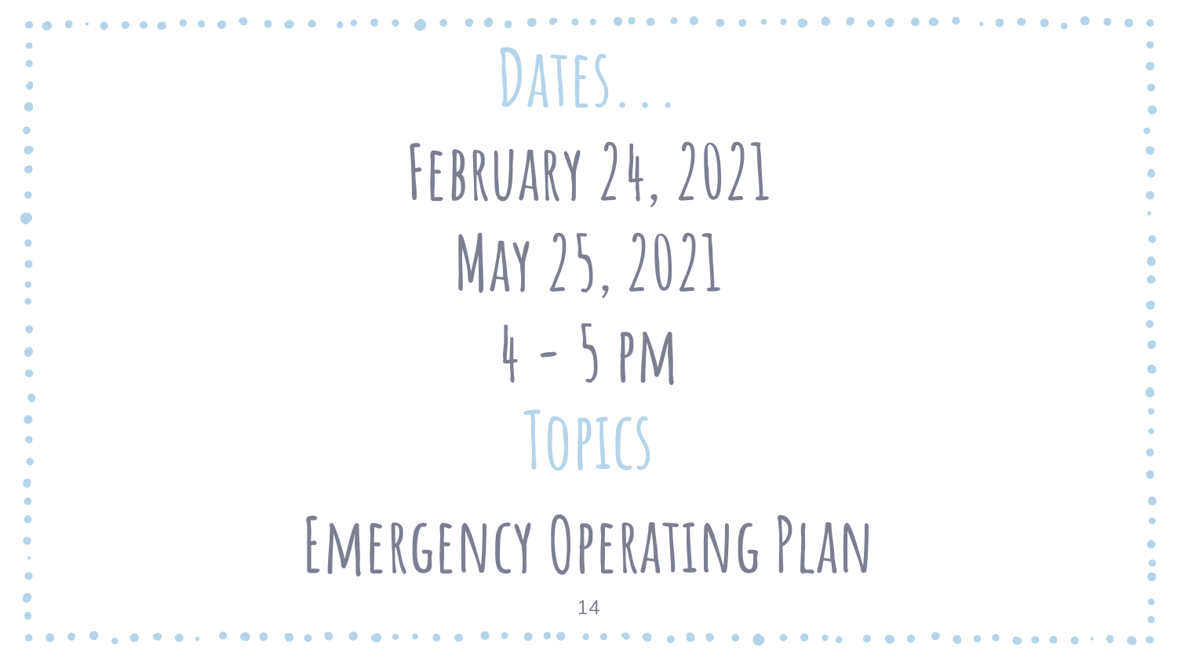# Dates...

February 24, 2021

May 25, 2021

4 - 5 PM

# Topics

Emergency Operating Plan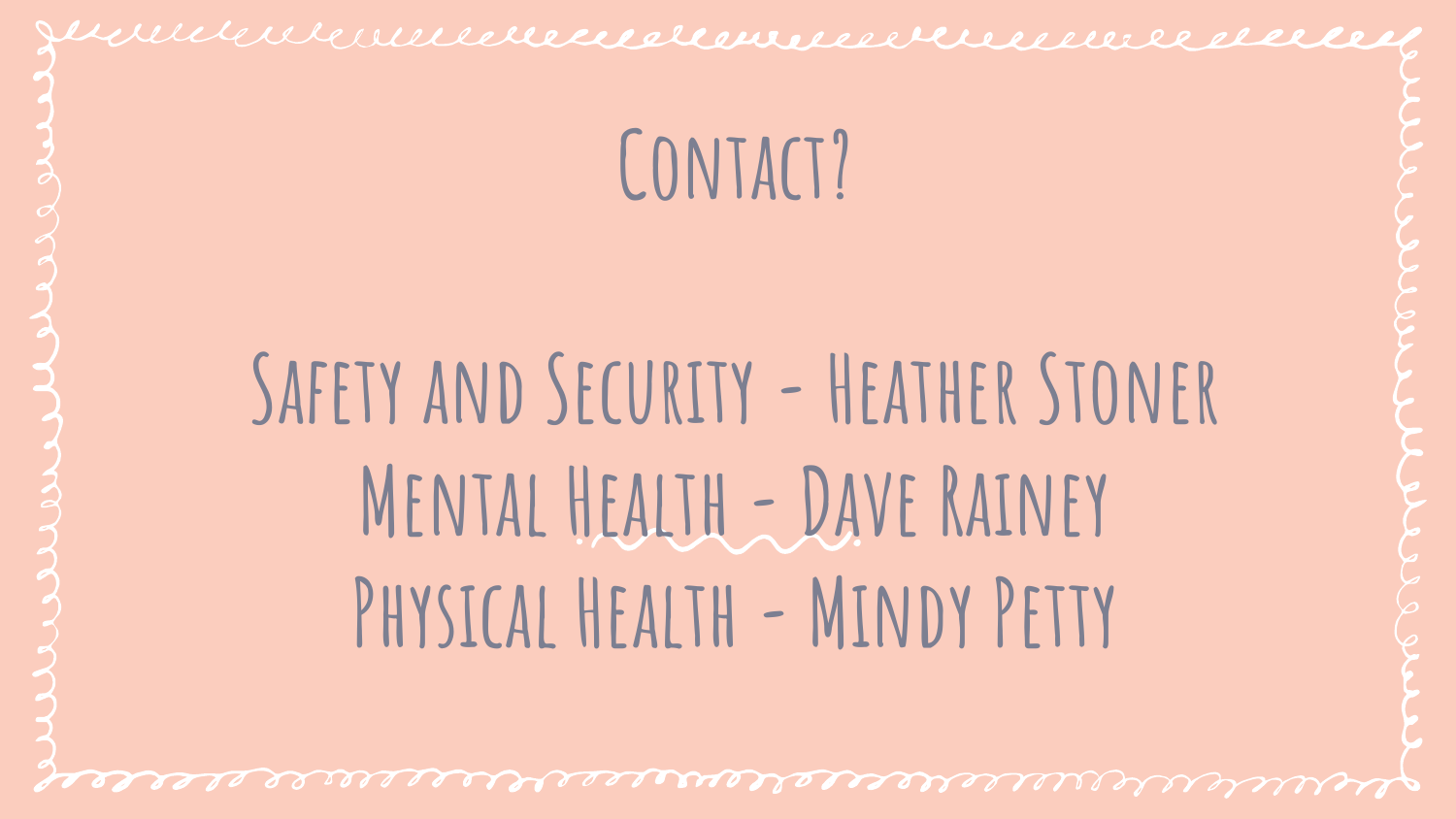# Contact?

Safety and Security - Heather Stoner
Mental Health - Dave Rainey
Physical Health - Mindy Petty